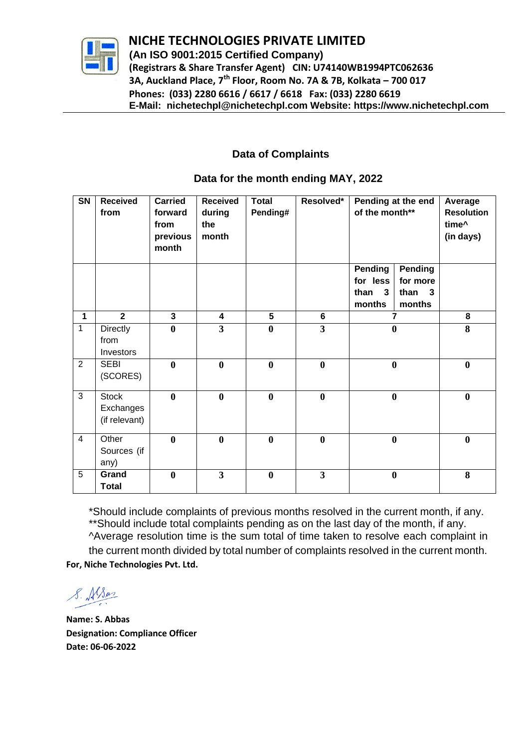# NICHE TECHNOLOGIES PRIVATE LIMITED

**(An ISO 9001:2015 Certified Company)**

**(Registrars & Share Transfer Agent) CIN: U74140WB1994PTC062636**

**3A, Auckland Place, 7th Floor, Room No. 7A & 7B, Kolkata – 700 017**

**Phones: (033) 2280 6616 / 6617 / 6618 Fax: (033) 2280 6619**

**E-Mail: nichetechpl@nichetechpl.com Website: https://www.nichetechpl.com**

## Data of Complaints

### Data for the month ending MAY, 2022

| SN | Received from | Carried forward from previous month | Received during the month | Total Pending# | Resolved* | Pending at the end of the month** | | Average Resolution time^ (in days) |
|---|---|---|---|---|---|---|---|---|
| | | | | | | Pending for less than 3 months | Pending for more than 3 months | |
| 1 | 2 | 3 | 4 | 5 | 6 | 7 | | 8 |
| 1 | Directly from Investors | 0 | 3 | 0 | 3 | 0 | | 8 |
| 2 | SEBI (SCORES) | 0 | 0 | 0 | 0 | 0 | | 0 |
| 3 | Stock Exchanges (if relevant) | 0 | 0 | 0 | 0 | 0 | | 0 |
| 4 | Other Sources (if any) | 0 | 0 | 0 | 0 | 0 | | 0 |
| 5 | **Grand Total** | 0 | 3 | 0 | 3 | 0 | | 8 |

*Should include complaints of previous months resolved in the current month, if any.
**Should include total complaints pending as on the last day of the month, if any.
^Average resolution time is the sum total of time taken to resolve each complaint in the current month divided by total number of complaints resolved in the current month.

**For, Niche Technologies Pvt. Ltd.**

S. Abbas

**Name: S. Abbas**
**Designation: Compliance Officer**
**Date: 06-06-2022**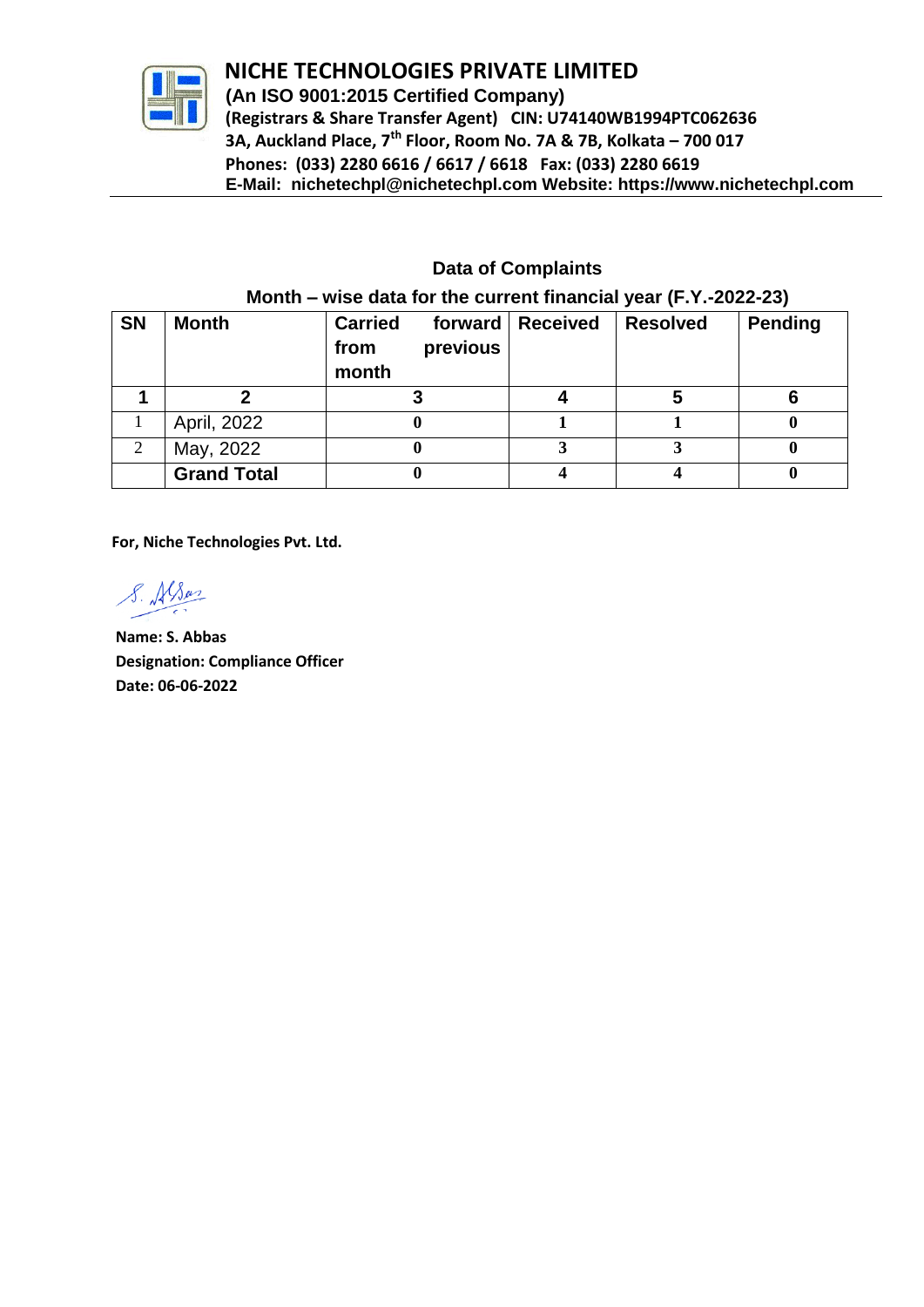# NICHE TECHNOLOGIES PRIVATE LIMITED

**(An ISO 9001:2015 Certified Company)**

**(Registrars & Share Transfer Agent) CIN: U74140WB1994PTC062636**

**3A, Auckland Place, 7th Floor, Room No. 7A & 7B, Kolkata – 700 017**

**Phones: (033) 2280 6616 / 6617 / 6618 Fax: (033) 2280 6619**

**E-Mail: nichetechpl@nichetechpl.com Website: https://www.nichetechpl.com**

## Data of Complaints

**Month – wise data for the current financial year (F.Y.-2022-23)**

| SN | Month | Carried forward from previous month | Received | Resolved | Pending |
|---|---|---|---|---|---|
| **1** | **2** | **3** | **4** | **5** | **6** |
| 1 | April, 2022 | **0** | **1** | **1** | **0** |
| 2 | May, 2022 | **0** | **3** | **3** | **0** |
| | **Grand Total** | **0** | **4** | **4** | **0** |

**For, Niche Technologies Pvt. Ltd.**

S. Abbas

**Name: S. Abbas**

**Designation: Compliance Officer**

**Date: 06-06-2022**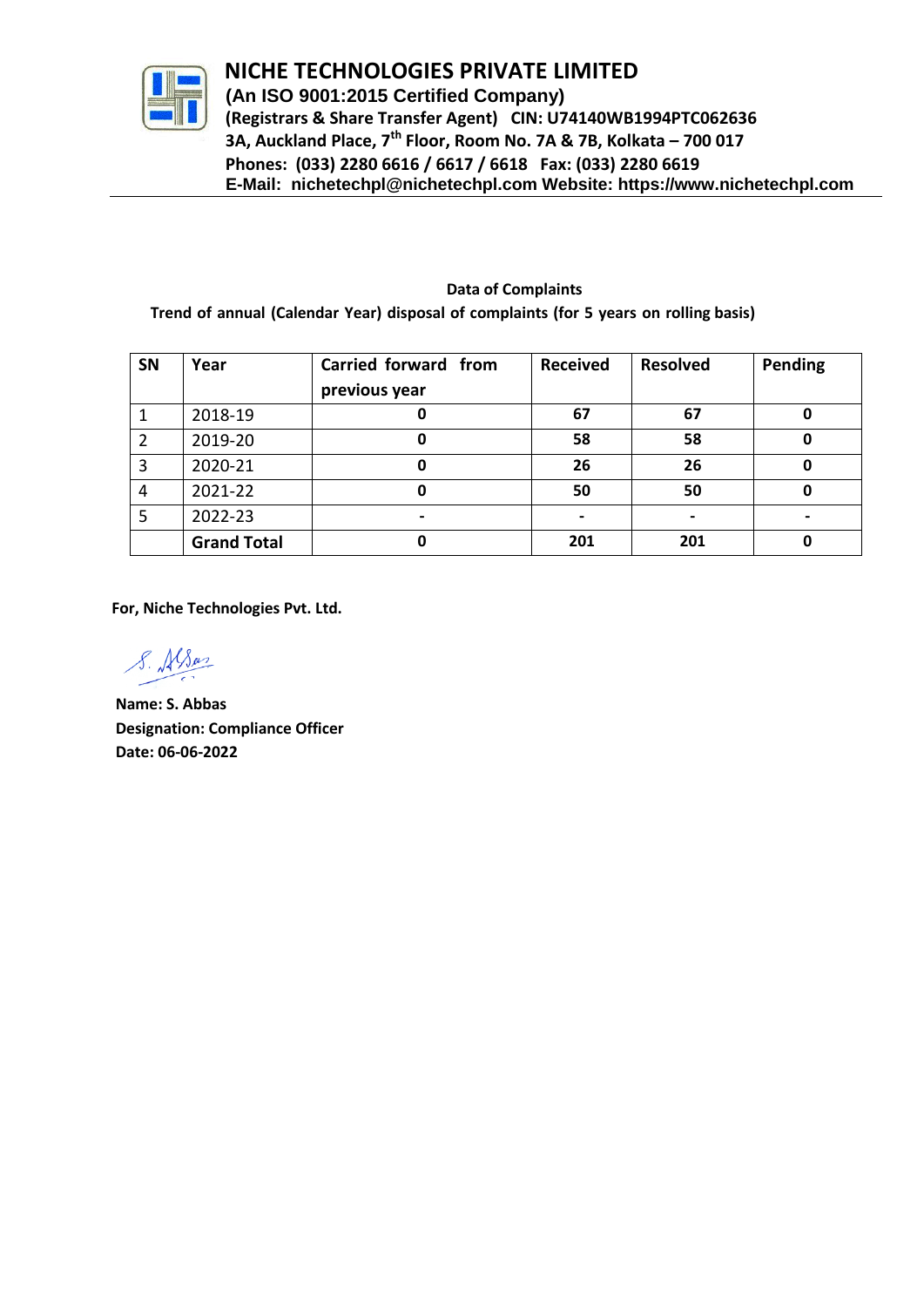# NICHE TECHNOLOGIES PRIVATE LIMITED

**(An ISO 9001:2015 Certified Company)**
**(Registrars & Share Transfer Agent) CIN: U74140WB1994PTC062636**
**3A, Auckland Place, 7th Floor, Room No. 7A & 7B, Kolkata – 700 017**
**Phones: (033) 2280 6616 / 6617 / 6618 Fax: (033) 2280 6619**
**E-Mail: nichetechpl@nichetechpl.com Website: https://www.nichetechpl.com**

**Data of Complaints**

**Trend of annual (Calendar Year) disposal of complaints (for 5 years on rolling basis)**

| SN | Year | Carried forward from previous year | Received | Resolved | Pending |
|---|---|---|---|---|---|
| 1 | 2018-19 | 0 | 67 | 67 | 0 |
| 2 | 2019-20 | 0 | 58 | 58 | 0 |
| 3 | 2020-21 | 0 | 26 | 26 | 0 |
| 4 | 2021-22 | 0 | 50 | 50 | 0 |
| 5 | 2022-23 | - | - | - | - |
| | **Grand Total** | **0** | **201** | **201** | **0** |

**For, Niche Technologies Pvt. Ltd.**

S. Abbas

**Name: S. Abbas**
**Designation: Compliance Officer**
**Date: 06-06-2022**